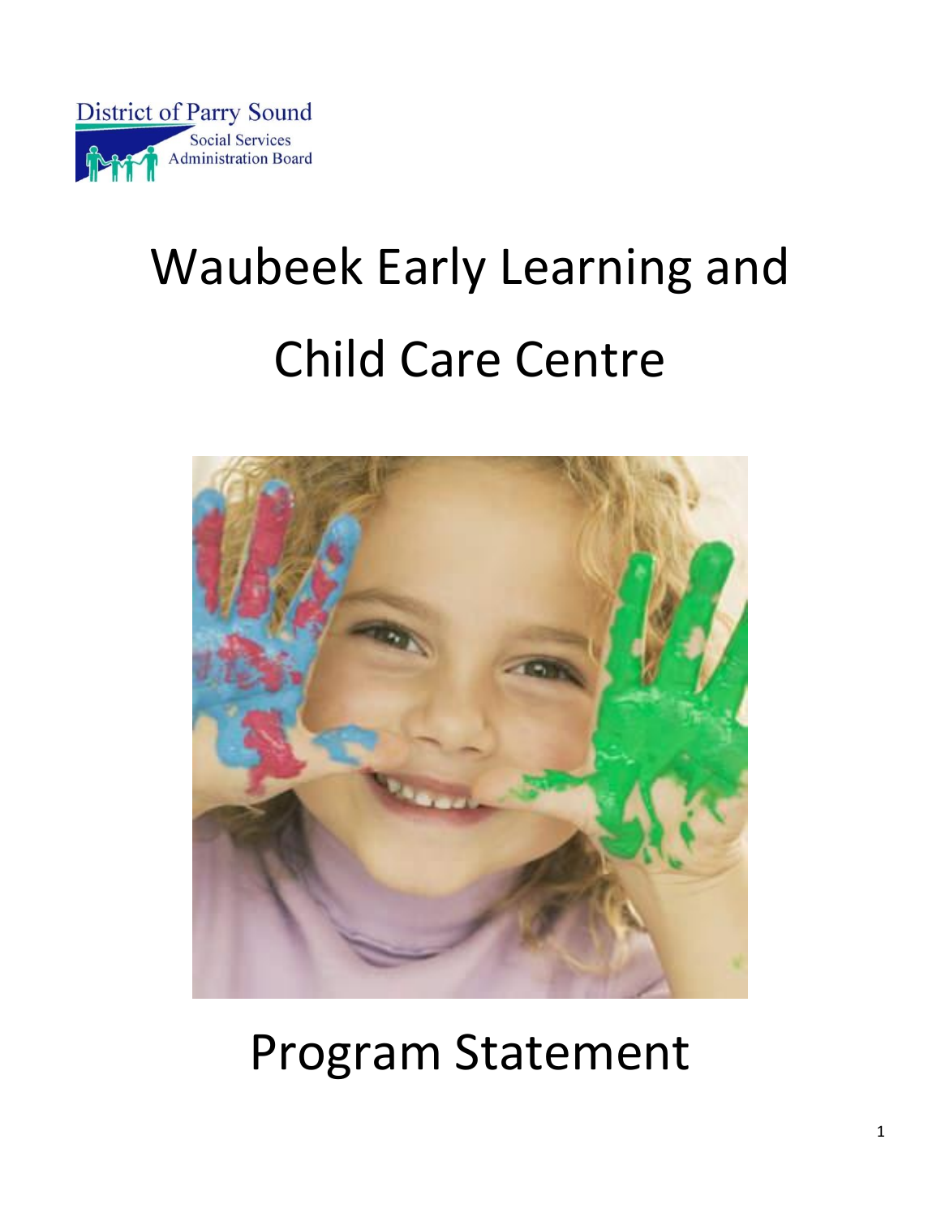District of Parry Sound
Social Services
Administration Board

# Waubeek Early Learning and Child Care Centre

# Program Statement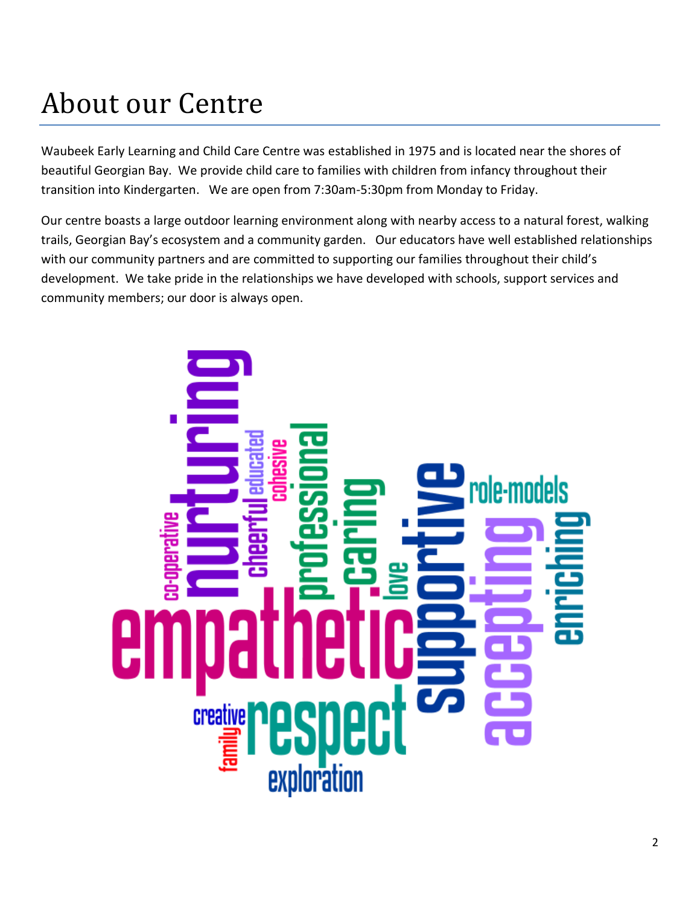# About our Centre

Waubeek Early Learning and Child Care Centre was established in 1975 and is located near the shores of beautiful Georgian Bay. We provide child care to families with children from infancy throughout their transition into Kindergarten. We are open from 7:30am-5:30pm from Monday to Friday.

Our centre boasts a large outdoor learning environment along with nearby access to a natural forest, walking trails, Georgian Bay's ecosystem and a community garden. Our educators have well established relationships with our community partners and are committed to supporting our families throughout their child's development. We take pride in the relationships we have developed with schools, support services and community members; our door is always open.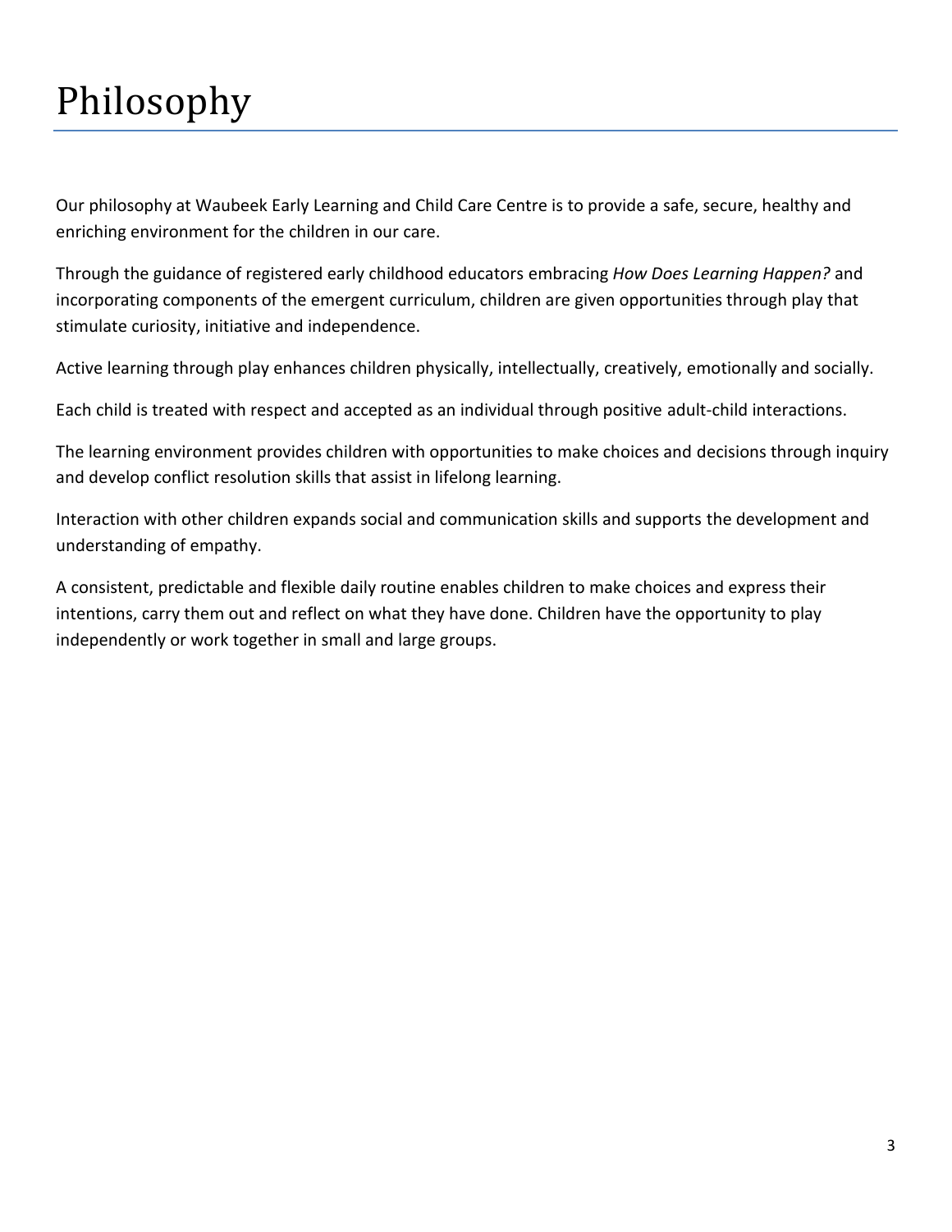# Philosophy

Our philosophy at Waubeek Early Learning and Child Care Centre is to provide a safe, secure, healthy and enriching environment for the children in our care.

Through the guidance of registered early childhood educators embracing *How Does Learning Happen?* and incorporating components of the emergent curriculum, children are given opportunities through play that stimulate curiosity, initiative and independence.

Active learning through play enhances children physically, intellectually, creatively, emotionally and socially.

Each child is treated with respect and accepted as an individual through positive adult-child interactions.

The learning environment provides children with opportunities to make choices and decisions through inquiry and develop conflict resolution skills that assist in lifelong learning.

Interaction with other children expands social and communication skills and supports the development and understanding of empathy.

A consistent, predictable and flexible daily routine enables children to make choices and express their intentions, carry them out and reflect on what they have done. Children have the opportunity to play independently or work together in small and large groups.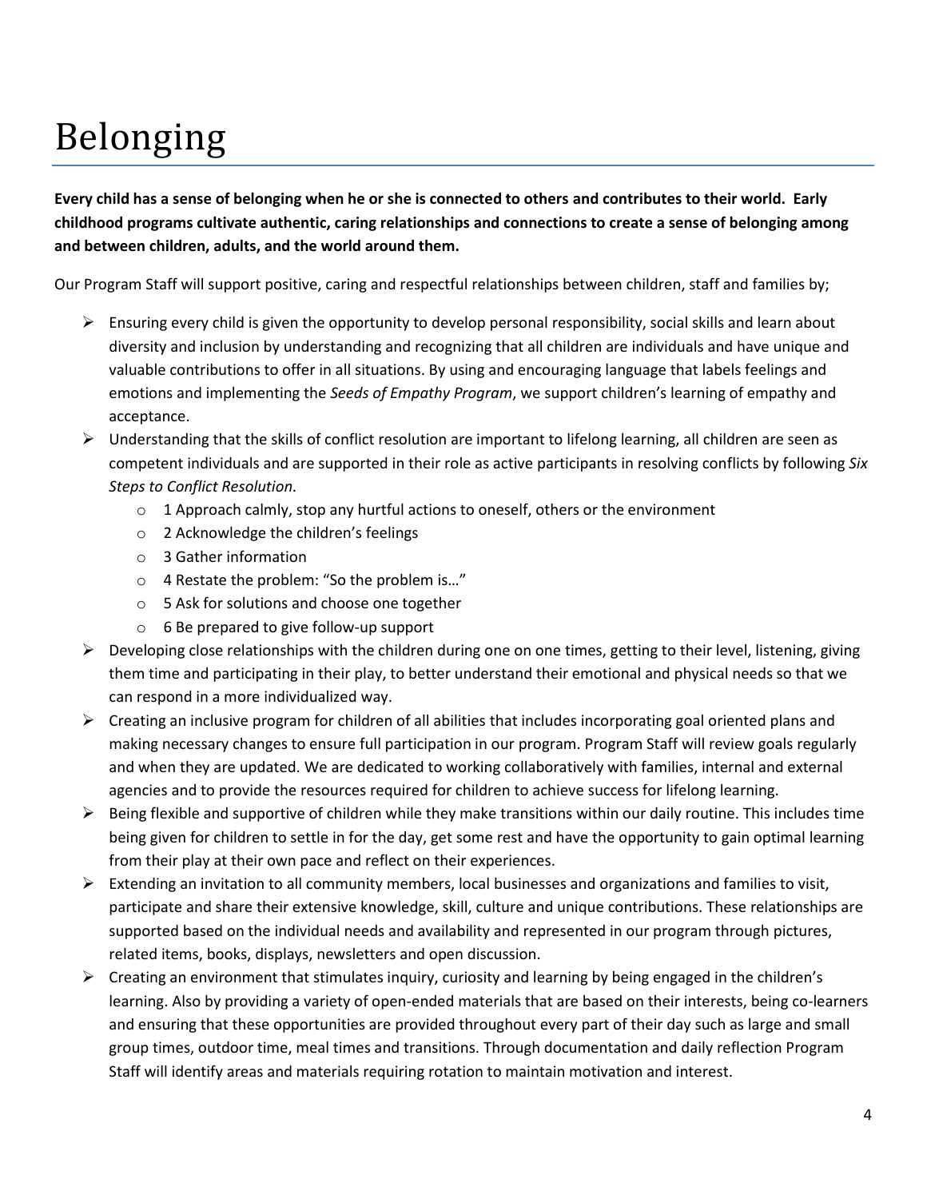# Belonging

**Every child has a sense of belonging when he or she is connected to others and contributes to their world. Early childhood programs cultivate authentic, caring relationships and connections to create a sense of belonging among and between children, adults, and the world around them.**

Our Program Staff will support positive, caring and respectful relationships between children, staff and families by;

- Ensuring every child is given the opportunity to develop personal responsibility, social skills and learn about diversity and inclusion by understanding and recognizing that all children are individuals and have unique and valuable contributions to offer in all situations. By using and encouraging language that labels feelings and emotions and implementing the *Seeds of Empathy Program*, we support children's learning of empathy and acceptance.
- Understanding that the skills of conflict resolution are important to lifelong learning, all children are seen as competent individuals and are supported in their role as active participants in resolving conflicts by following *Six Steps to Conflict Resolution*.
  - 1 Approach calmly, stop any hurtful actions to oneself, others or the environment
  - 2 Acknowledge the children's feelings
  - 3 Gather information
  - 4 Restate the problem: "So the problem is…"
  - 5 Ask for solutions and choose one together
  - 6 Be prepared to give follow-up support
- Developing close relationships with the children during one on one times, getting to their level, listening, giving them time and participating in their play, to better understand their emotional and physical needs so that we can respond in a more individualized way.
- Creating an inclusive program for children of all abilities that includes incorporating goal oriented plans and making necessary changes to ensure full participation in our program. Program Staff will review goals regularly and when they are updated. We are dedicated to working collaboratively with families, internal and external agencies and to provide the resources required for children to achieve success for lifelong learning.
- Being flexible and supportive of children while they make transitions within our daily routine. This includes time being given for children to settle in for the day, get some rest and have the opportunity to gain optimal learning from their play at their own pace and reflect on their experiences.
- Extending an invitation to all community members, local businesses and organizations and families to visit, participate and share their extensive knowledge, skill, culture and unique contributions. These relationships are supported based on the individual needs and availability and represented in our program through pictures, related items, books, displays, newsletters and open discussion.
- Creating an environment that stimulates inquiry, curiosity and learning by being engaged in the children's learning. Also by providing a variety of open-ended materials that are based on their interests, being co-learners and ensuring that these opportunities are provided throughout every part of their day such as large and small group times, outdoor time, meal times and transitions. Through documentation and daily reflection Program Staff will identify areas and materials requiring rotation to maintain motivation and interest.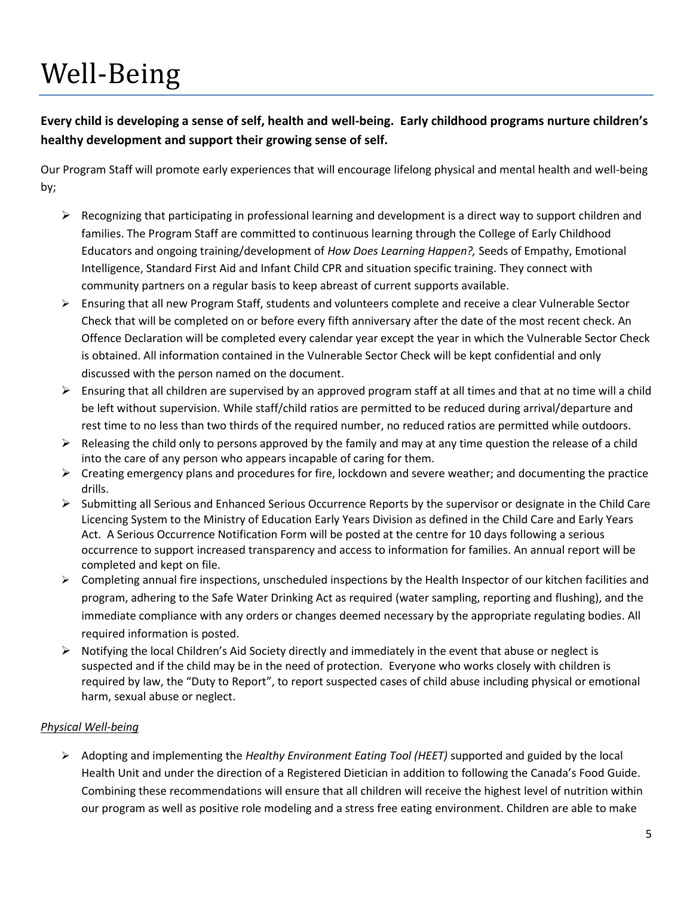# Well-Being

**Every child is developing a sense of self, health and well-being. Early childhood programs nurture children's healthy development and support their growing sense of self.**

Our Program Staff will promote early experiences that will encourage lifelong physical and mental health and well-being by;

- Recognizing that participating in professional learning and development is a direct way to support children and families. The Program Staff are committed to continuous learning through the College of Early Childhood Educators and ongoing training/development of *How Does Learning Happen?,* Seeds of Empathy, Emotional Intelligence, Standard First Aid and Infant Child CPR and situation specific training. They connect with community partners on a regular basis to keep abreast of current supports available.
- Ensuring that all new Program Staff, students and volunteers complete and receive a clear Vulnerable Sector Check that will be completed on or before every fifth anniversary after the date of the most recent check. An Offence Declaration will be completed every calendar year except the year in which the Vulnerable Sector Check is obtained. All information contained in the Vulnerable Sector Check will be kept confidential and only discussed with the person named on the document.
- Ensuring that all children are supervised by an approved program staff at all times and that at no time will a child be left without supervision. While staff/child ratios are permitted to be reduced during arrival/departure and rest time to no less than two thirds of the required number, no reduced ratios are permitted while outdoors.
- Releasing the child only to persons approved by the family and may at any time question the release of a child into the care of any person who appears incapable of caring for them.
- Creating emergency plans and procedures for fire, lockdown and severe weather; and documenting the practice drills.
- Submitting all Serious and Enhanced Serious Occurrence Reports by the supervisor or designate in the Child Care Licencing System to the Ministry of Education Early Years Division as defined in the Child Care and Early Years Act. A Serious Occurrence Notification Form will be posted at the centre for 10 days following a serious occurrence to support increased transparency and access to information for families. An annual report will be completed and kept on file.
- Completing annual fire inspections, unscheduled inspections by the Health Inspector of our kitchen facilities and program, adhering to the Safe Water Drinking Act as required (water sampling, reporting and flushing), and the immediate compliance with any orders or changes deemed necessary by the appropriate regulating bodies. All required information is posted.
- Notifying the local Children's Aid Society directly and immediately in the event that abuse or neglect is suspected and if the child may be in the need of protection. Everyone who works closely with children is required by law, the "Duty to Report", to report suspected cases of child abuse including physical or emotional harm, sexual abuse or neglect.

*Physical Well-being*

- Adopting and implementing the *Healthy Environment Eating Tool (HEET)* supported and guided by the local Health Unit and under the direction of a Registered Dietician in addition to following the Canada's Food Guide. Combining these recommendations will ensure that all children will receive the highest level of nutrition within our program as well as positive role modeling and a stress free eating environment. Children are able to make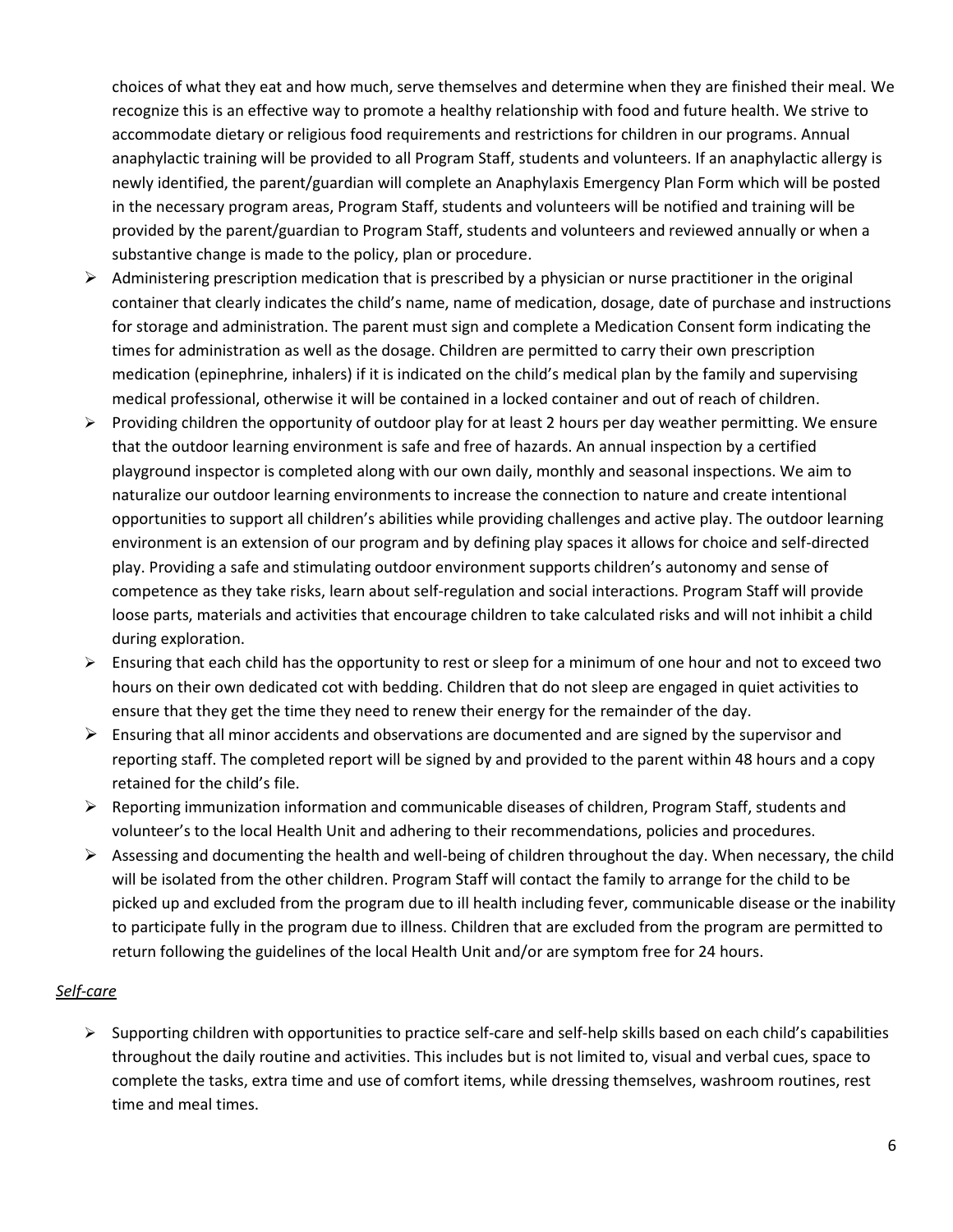choices of what they eat and how much, serve themselves and determine when they are finished their meal. We recognize this is an effective way to promote a healthy relationship with food and future health. We strive to accommodate dietary or religious food requirements and restrictions for children in our programs. Annual anaphylactic training will be provided to all Program Staff, students and volunteers. If an anaphylactic allergy is newly identified, the parent/guardian will complete an Anaphylaxis Emergency Plan Form which will be posted in the necessary program areas, Program Staff, students and volunteers will be notified and training will be provided by the parent/guardian to Program Staff, students and volunteers and reviewed annually or when a substantive change is made to the policy, plan or procedure.

- Administering prescription medication that is prescribed by a physician or nurse practitioner in the original container that clearly indicates the child's name, name of medication, dosage, date of purchase and instructions for storage and administration. The parent must sign and complete a Medication Consent form indicating the times for administration as well as the dosage. Children are permitted to carry their own prescription medication (epinephrine, inhalers) if it is indicated on the child's medical plan by the family and supervising medical professional, otherwise it will be contained in a locked container and out of reach of children.
- Providing children the opportunity of outdoor play for at least 2 hours per day weather permitting. We ensure that the outdoor learning environment is safe and free of hazards. An annual inspection by a certified playground inspector is completed along with our own daily, monthly and seasonal inspections. We aim to naturalize our outdoor learning environments to increase the connection to nature and create intentional opportunities to support all children's abilities while providing challenges and active play. The outdoor learning environment is an extension of our program and by defining play spaces it allows for choice and self-directed play. Providing a safe and stimulating outdoor environment supports children's autonomy and sense of competence as they take risks, learn about self-regulation and social interactions. Program Staff will provide loose parts, materials and activities that encourage children to take calculated risks and will not inhibit a child during exploration.
- Ensuring that each child has the opportunity to rest or sleep for a minimum of one hour and not to exceed two hours on their own dedicated cot with bedding. Children that do not sleep are engaged in quiet activities to ensure that they get the time they need to renew their energy for the remainder of the day.
- Ensuring that all minor accidents and observations are documented and are signed by the supervisor and reporting staff. The completed report will be signed by and provided to the parent within 48 hours and a copy retained for the child's file.
- Reporting immunization information and communicable diseases of children, Program Staff, students and volunteer's to the local Health Unit and adhering to their recommendations, policies and procedures.
- Assessing and documenting the health and well-being of children throughout the day. When necessary, the child will be isolated from the other children. Program Staff will contact the family to arrange for the child to be picked up and excluded from the program due to ill health including fever, communicable disease or the inability to participate fully in the program due to illness. Children that are excluded from the program are permitted to return following the guidelines of the local Health Unit and/or are symptom free for 24 hours.

*Self-care*

- Supporting children with opportunities to practice self-care and self-help skills based on each child's capabilities throughout the daily routine and activities. This includes but is not limited to, visual and verbal cues, space to complete the tasks, extra time and use of comfort items, while dressing themselves, washroom routines, rest time and meal times.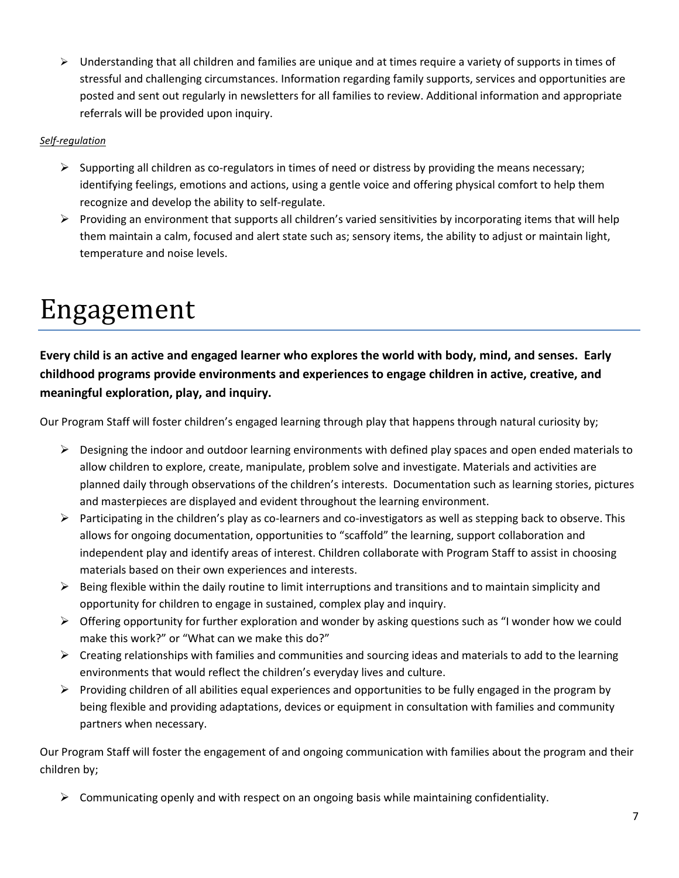- Understanding that all children and families are unique and at times require a variety of supports in times of stressful and challenging circumstances. Information regarding family supports, services and opportunities are posted and sent out regularly in newsletters for all families to review. Additional information and appropriate referrals will be provided upon inquiry.

*Self-regulation*

- Supporting all children as co-regulators in times of need or distress by providing the means necessary; identifying feelings, emotions and actions, using a gentle voice and offering physical comfort to help them recognize and develop the ability to self-regulate.
- Providing an environment that supports all children's varied sensitivities by incorporating items that will help them maintain a calm, focused and alert state such as; sensory items, the ability to adjust or maintain light, temperature and noise levels.

# Engagement

**Every child is an active and engaged learner who explores the world with body, mind, and senses. Early childhood programs provide environments and experiences to engage children in active, creative, and meaningful exploration, play, and inquiry.**

Our Program Staff will foster children's engaged learning through play that happens through natural curiosity by;

- Designing the indoor and outdoor learning environments with defined play spaces and open ended materials to allow children to explore, create, manipulate, problem solve and investigate. Materials and activities are planned daily through observations of the children's interests. Documentation such as learning stories, pictures and masterpieces are displayed and evident throughout the learning environment.
- Participating in the children's play as co-learners and co-investigators as well as stepping back to observe. This allows for ongoing documentation, opportunities to "scaffold" the learning, support collaboration and independent play and identify areas of interest. Children collaborate with Program Staff to assist in choosing materials based on their own experiences and interests.
- Being flexible within the daily routine to limit interruptions and transitions and to maintain simplicity and opportunity for children to engage in sustained, complex play and inquiry.
- Offering opportunity for further exploration and wonder by asking questions such as "I wonder how we could make this work?" or "What can we make this do?"
- Creating relationships with families and communities and sourcing ideas and materials to add to the learning environments that would reflect the children's everyday lives and culture.
- Providing children of all abilities equal experiences and opportunities to be fully engaged in the program by being flexible and providing adaptations, devices or equipment in consultation with families and community partners when necessary.

Our Program Staff will foster the engagement of and ongoing communication with families about the program and their children by;

- Communicating openly and with respect on an ongoing basis while maintaining confidentiality.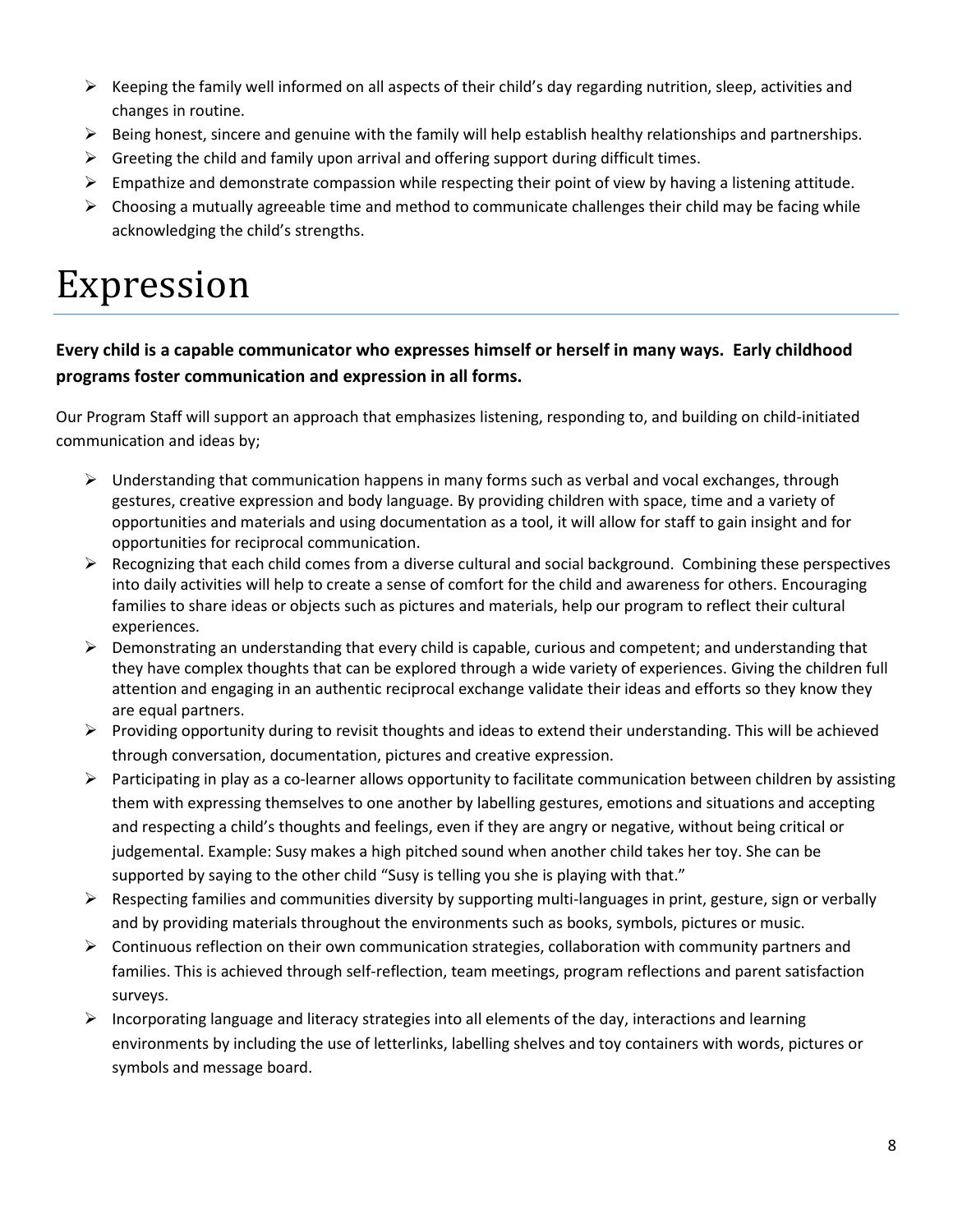- Keeping the family well informed on all aspects of their child's day regarding nutrition, sleep, activities and changes in routine.
- Being honest, sincere and genuine with the family will help establish healthy relationships and partnerships.
- Greeting the child and family upon arrival and offering support during difficult times.
- Empathize and demonstrate compassion while respecting their point of view by having a listening attitude.
- Choosing a mutually agreeable time and method to communicate challenges their child may be facing while acknowledging the child's strengths.

# Expression

**Every child is a capable communicator who expresses himself or herself in many ways. Early childhood programs foster communication and expression in all forms.**

Our Program Staff will support an approach that emphasizes listening, responding to, and building on child-initiated communication and ideas by;

- Understanding that communication happens in many forms such as verbal and vocal exchanges, through gestures, creative expression and body language. By providing children with space, time and a variety of opportunities and materials and using documentation as a tool, it will allow for staff to gain insight and for opportunities for reciprocal communication.
- Recognizing that each child comes from a diverse cultural and social background. Combining these perspectives into daily activities will help to create a sense of comfort for the child and awareness for others. Encouraging families to share ideas or objects such as pictures and materials, help our program to reflect their cultural experiences.
- Demonstrating an understanding that every child is capable, curious and competent; and understanding that they have complex thoughts that can be explored through a wide variety of experiences. Giving the children full attention and engaging in an authentic reciprocal exchange validate their ideas and efforts so they know they are equal partners.
- Providing opportunity during to revisit thoughts and ideas to extend their understanding. This will be achieved through conversation, documentation, pictures and creative expression.
- Participating in play as a co-learner allows opportunity to facilitate communication between children by assisting them with expressing themselves to one another by labelling gestures, emotions and situations and accepting and respecting a child's thoughts and feelings, even if they are angry or negative, without being critical or judgemental. Example: Susy makes a high pitched sound when another child takes her toy. She can be supported by saying to the other child "Susy is telling you she is playing with that."
- Respecting families and communities diversity by supporting multi-languages in print, gesture, sign or verbally and by providing materials throughout the environments such as books, symbols, pictures or music.
- Continuous reflection on their own communication strategies, collaboration with community partners and families. This is achieved through self-reflection, team meetings, program reflections and parent satisfaction surveys.
- Incorporating language and literacy strategies into all elements of the day, interactions and learning environments by including the use of letterlinks, labelling shelves and toy containers with words, pictures or symbols and message board.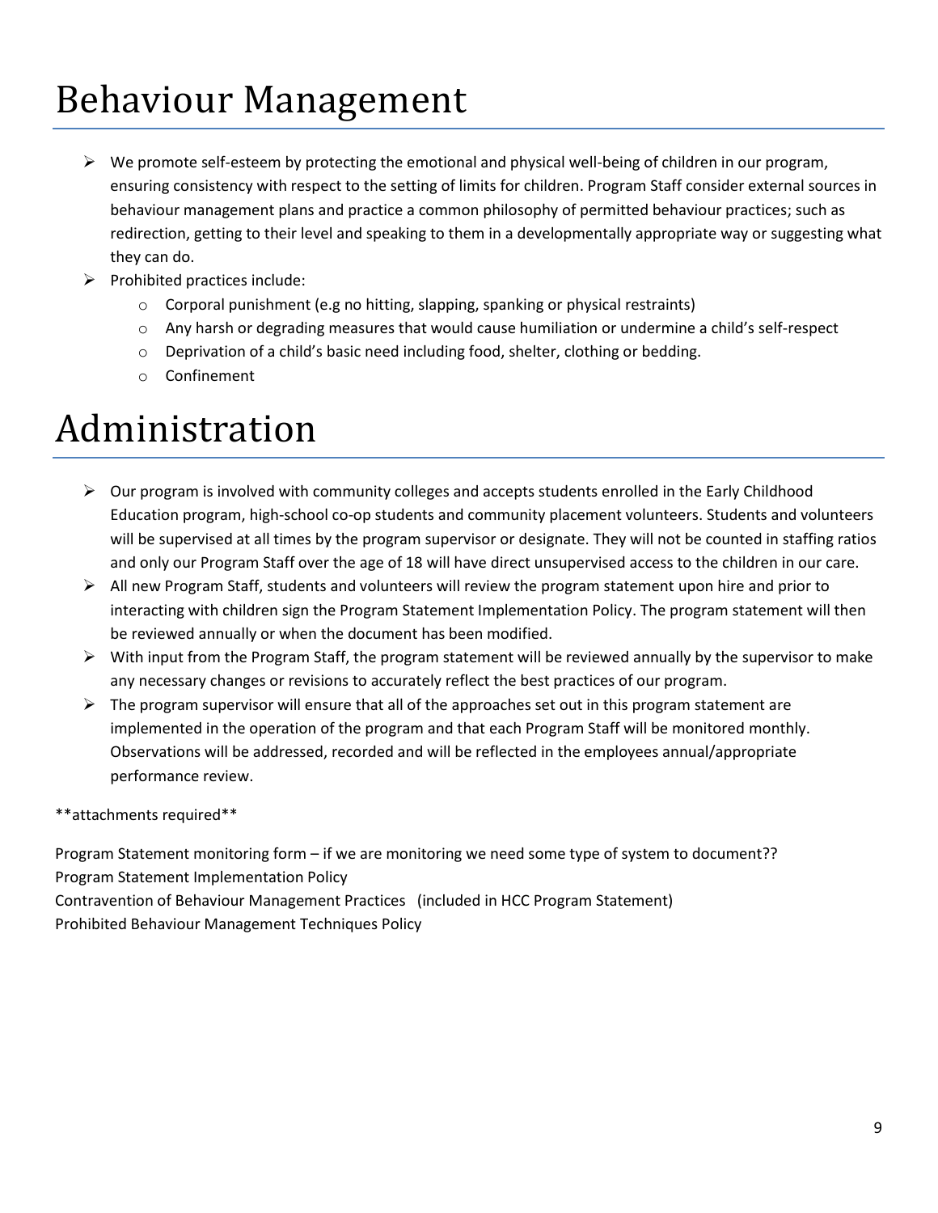# Behaviour Management

- We promote self-esteem by protecting the emotional and physical well-being of children in our program, ensuring consistency with respect to the setting of limits for children. Program Staff consider external sources in behaviour management plans and practice a common philosophy of permitted behaviour practices; such as redirection, getting to their level and speaking to them in a developmentally appropriate way or suggesting what they can do.
- Prohibited practices include:
  - Corporal punishment (e.g no hitting, slapping, spanking or physical restraints)
  - Any harsh or degrading measures that would cause humiliation or undermine a child's self-respect
  - Deprivation of a child's basic need including food, shelter, clothing or bedding.
  - Confinement

# Administration

- Our program is involved with community colleges and accepts students enrolled in the Early Childhood Education program, high-school co-op students and community placement volunteers. Students and volunteers will be supervised at all times by the program supervisor or designate. They will not be counted in staffing ratios and only our Program Staff over the age of 18 will have direct unsupervised access to the children in our care.
- All new Program Staff, students and volunteers will review the program statement upon hire and prior to interacting with children sign the Program Statement Implementation Policy. The program statement will then be reviewed annually or when the document has been modified.
- With input from the Program Staff, the program statement will be reviewed annually by the supervisor to make any necessary changes or revisions to accurately reflect the best practices of our program.
- The program supervisor will ensure that all of the approaches set out in this program statement are implemented in the operation of the program and that each Program Staff will be monitored monthly. Observations will be addressed, recorded and will be reflected in the employees annual/appropriate performance review.

**attachments required**

Program Statement monitoring form – if we are monitoring we need some type of system to document??
Program Statement Implementation Policy
Contravention of Behaviour Management Practices (included in HCC Program Statement)
Prohibited Behaviour Management Techniques Policy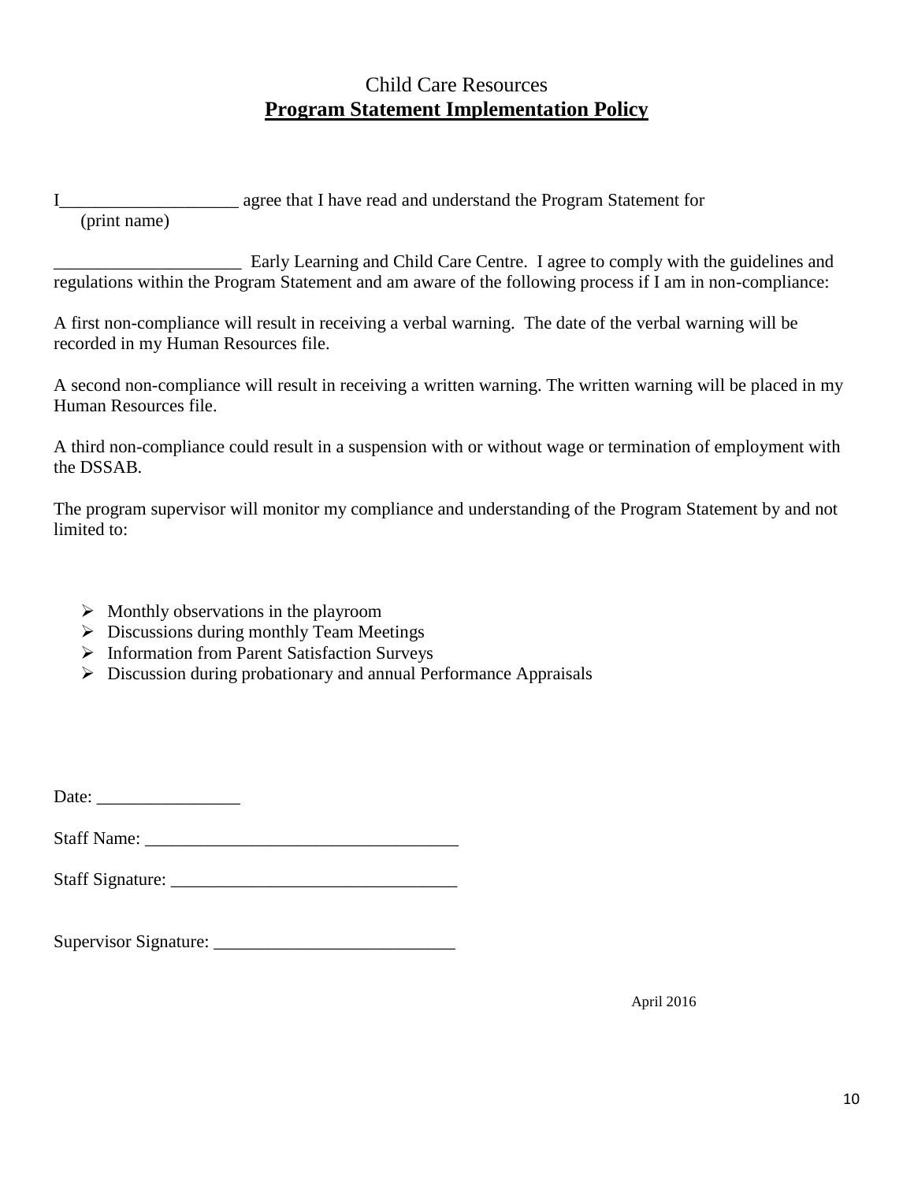Child Care Resources

**Program Statement Implementation Policy**

I____________________ agree that I have read and understand the Program Statement for
(print name)

_____________________ Early Learning and Child Care Centre. I agree to comply with the guidelines and regulations within the Program Statement and am aware of the following process if I am in non-compliance:

A first non-compliance will result in receiving a verbal warning. The date of the verbal warning will be recorded in my Human Resources file.

A second non-compliance will result in receiving a written warning. The written warning will be placed in my Human Resources file.

A third non-compliance could result in a suspension with or without wage or termination of employment with the DSSAB.

The program supervisor will monitor my compliance and understanding of the Program Statement by and not limited to:

- Monthly observations in the playroom
- Discussions during monthly Team Meetings
- Information from Parent Satisfaction Surveys
- Discussion during probationary and annual Performance Appraisals

Date: ________________

Staff Name: ___________________________________

Staff Signature: _______________________________

Supervisor Signature: __________________________

April 2016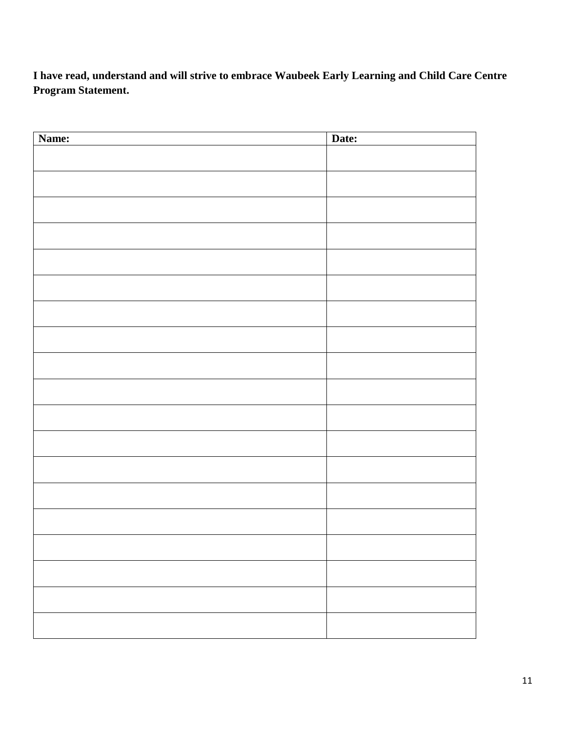**I have read, understand and will strive to embrace Waubeek Early Learning and Child Care Centre Program Statement.**

| Name: | Date: |
| --- | --- |
| | |
| | |
| | |
| | |
| | |
| | |
| | |
| | |
| | |
| | |
| | |
| | |
| | |
| | |
| | |
| | |
| | |
| | |
| | |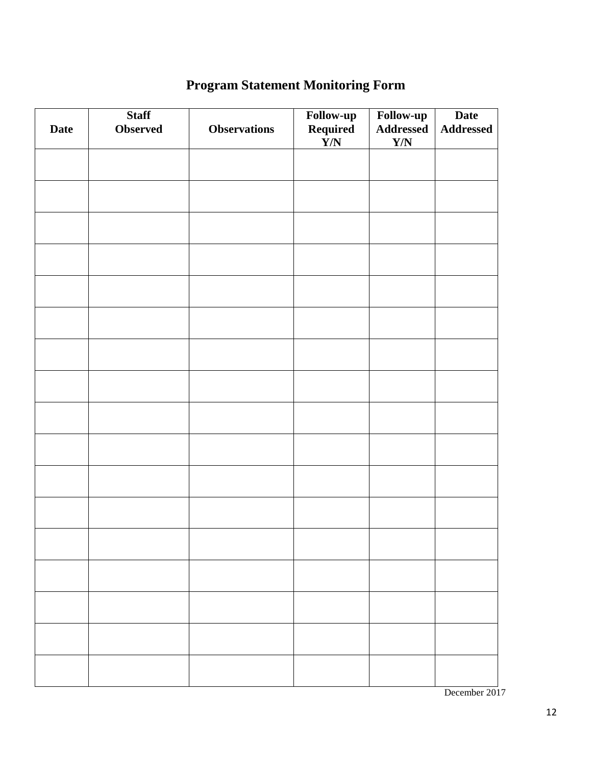# Program Statement Monitoring Form

| Date | Staff Observed | Observations | Follow-up Required Y/N | Follow-up Addressed Y/N | Date Addressed |
|---|---|---|---|---|---|
| | | | | | |
| | | | | | |
| | | | | | |
| | | | | | |
| | | | | | |
| | | | | | |
| | | | | | |
| | | | | | |
| | | | | | |
| | | | | | |
| | | | | | |
| | | | | | |
| | | | | | |
| | | | | | |
| | | | | | |
| | | | | | |
| | | | | | |

December 2017